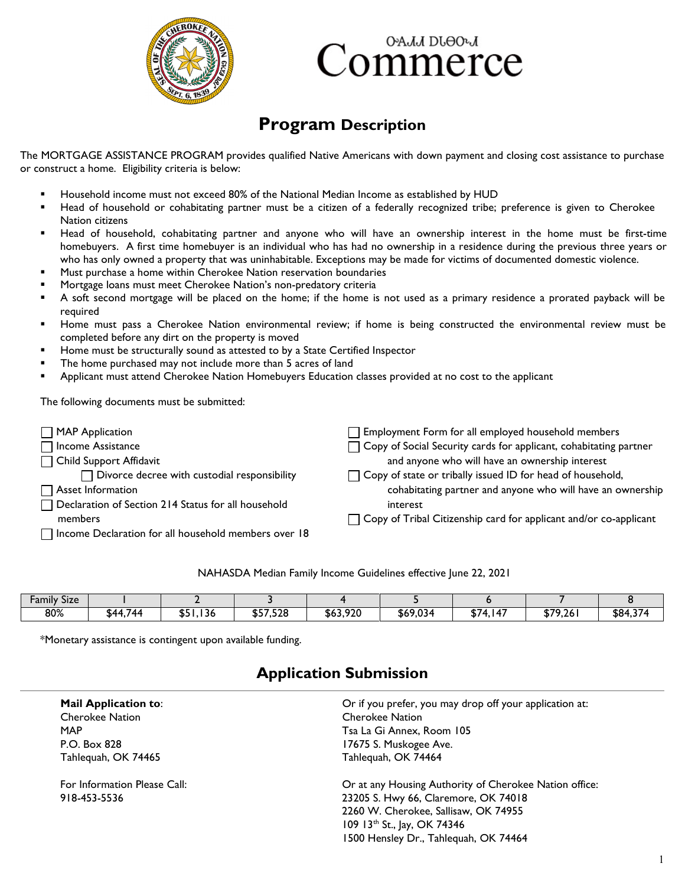ᏅᏃᎯ ᎠᏂᎦᏔᎲᎢ
Commerce

# Program Description

The MORTGAGE ASSISTANCE PROGRAM provides qualified Native Americans with down payment and closing cost assistance to purchase or construct a home. Eligibility criteria is below:

- Household income must not exceed 80% of the National Median Income as established by HUD
- Head of household or cohabitating partner must be a citizen of a federally recognized tribe; preference is given to Cherokee Nation citizens
- Head of household, cohabitating partner and anyone who will have an ownership interest in the home must be first-time homebuyers. A first time homebuyer is an individual who has had no ownership in a residence during the previous three years or who has only owned a property that was uninhabitable. Exceptions may be made for victims of documented domestic violence.
- Must purchase a home within Cherokee Nation reservation boundaries
- Mortgage loans must meet Cherokee Nation's non-predatory criteria
- A soft second mortgage will be placed on the home; if the home is not used as a primary residence a prorated payback will be required
- Home must pass a Cherokee Nation environmental review; if home is being constructed the environmental review must be completed before any dirt on the property is moved
- Home must be structurally sound as attested to by a State Certified Inspector
- The home purchased may not include more than 5 acres of land
- Applicant must attend Cherokee Nation Homebuyers Education classes provided at no cost to the applicant

The following documents must be submitted:

- ☐ MAP Application
- ☐ Income Assistance
- ☐ Child Support Affidavit
  - ☐ Divorce decree with custodial responsibility
- ☐ Asset Information
- ☐ Declaration of Section 214 Status for all household members
- ☐ Income Declaration for all household members over 18
- ☐ Employment Form for all employed household members
- ☐ Copy of Social Security cards for applicant, cohabitating partner and anyone who will have an ownership interest
- ☐ Copy of state or tribally issued ID for head of household, cohabitating partner and anyone who will have an ownership interest
- ☐ Copy of Tribal Citizenship card for applicant and/or co-applicant

NAHASDA Median Family Income Guidelines effective June 22, 2021

| Family Size | 1 | 2 | 3 | 4 | 5 | 6 | 7 | 8 |
|---|---|---|---|---|---|---|---|---|
| 80% | $44,744 | $51,136 | $57,528 | $63,920 | $69,034 | $74,147 | $79,261 | $84,374 |

*Monetary assistance is contingent upon available funding.

## Application Submission

**Mail Application to**:
Cherokee Nation
MAP
P.O. Box 828
Tahlequah, OK 74465

For Information Please Call:
918-453-5536

Or if you prefer, you may drop off your application at:
Cherokee Nation
Tsa La Gi Annex, Room 105
17675 S. Muskogee Ave.
Tahlequah, OK 74464

Or at any Housing Authority of Cherokee Nation office:
23205 S. Hwy 66, Claremore, OK 74018
2260 W. Cherokee, Sallisaw, OK 74955
109 13th St., Jay, OK 74346
1500 Hensley Dr., Tahlequah, OK 74464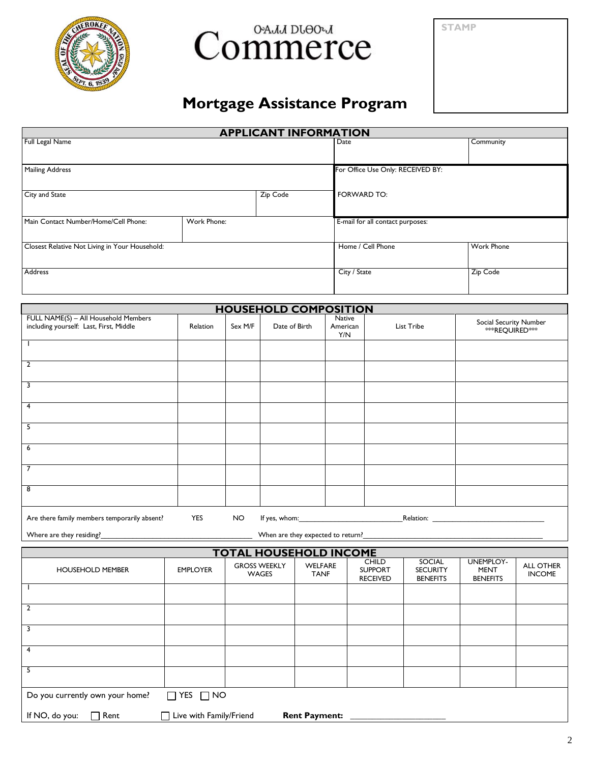ᎤᎾᏓᏗ ᎠᏓᎾᏍᏗ

# Commerce

STAMP

## Mortgage Assistance Program

| APPLICANT INFORMATION | | | | |
|---|---|---|---|---|
| Full Legal Name | | | Date | Community |
| Mailing Address | | | For Office Use Only: RECEIVED BY: | |
| City and State | | Zip Code | FORWARD TO: | |
| Main Contact Number/Home/Cell Phone: | Work Phone: | | E-mail for all contact purposes: | |
| Closest Relative Not Living in Your Household: | | | Home / Cell Phone | Work Phone |
| Address | | | City / State | Zip Code |

| HOUSEHOLD COMPOSITION | | | | | | |
|---|---|---|---|---|---|---|
| FULL NAME(S) – All Household Members including yourself: Last, First, Middle | Relation | Sex M/F | Date of Birth | Native American Y/N | List Tribe | Social Security Number ***REQUIRED*** |
| 1 | | | | | | |
| 2 | | | | | | |
| 3 | | | | | | |
| 4 | | | | | | |
| 5 | | | | | | |
| 6 | | | | | | |
| 7 | | | | | | |
| 8 | | | | | | |

Are there family members temporarily absent? YES NO If yes, whom:\_\_\_\_\_\_\_\_\_\_\_\_\_\_\_\_\_\_\_\_\_\_\_\_\_\_\_\_ Relation: \_\_\_\_\_\_\_\_\_\_\_\_\_\_\_\_\_\_\_\_\_\_\_\_\_\_\_\_\_\_

Where are they residing?\_\_\_\_\_\_\_\_\_\_\_\_\_\_\_\_\_\_\_\_\_\_\_\_\_\_\_\_\_\_\_\_\_\_\_\_\_\_\_\_ When are they expected to return?\_\_\_\_\_\_\_\_\_\_\_\_\_\_\_\_\_\_\_\_\_\_\_\_\_\_\_\_\_\_\_\_\_\_\_\_\_\_\_\_\_\_\_\_\_\_

| TOTAL HOUSEHOLD INCOME | | | | | | | |
|---|---|---|---|---|---|---|---|
| HOUSEHOLD MEMBER | EMPLOYER | GROSS WEEKLY WAGES | WELFARE TANF | CHILD SUPPORT RECEIVED | SOCIAL SECURITY BENEFITS | UNEMPLOY-MENT BENEFITS | ALL OTHER INCOME |
| 1 | | | | | | | |
| 2 | | | | | | | |
| 3 | | | | | | | |
| 4 | | | | | | | |
| 5 | | | | | | | |

Do you currently own your home? ☐ YES ☐ NO

If NO, do you: ☐ Rent ☐ Live with Family/Friend **Rent Payment:** \_\_\_\_\_\_\_\_\_\_\_\_\_\_\_\_\_\_\_\_\_\_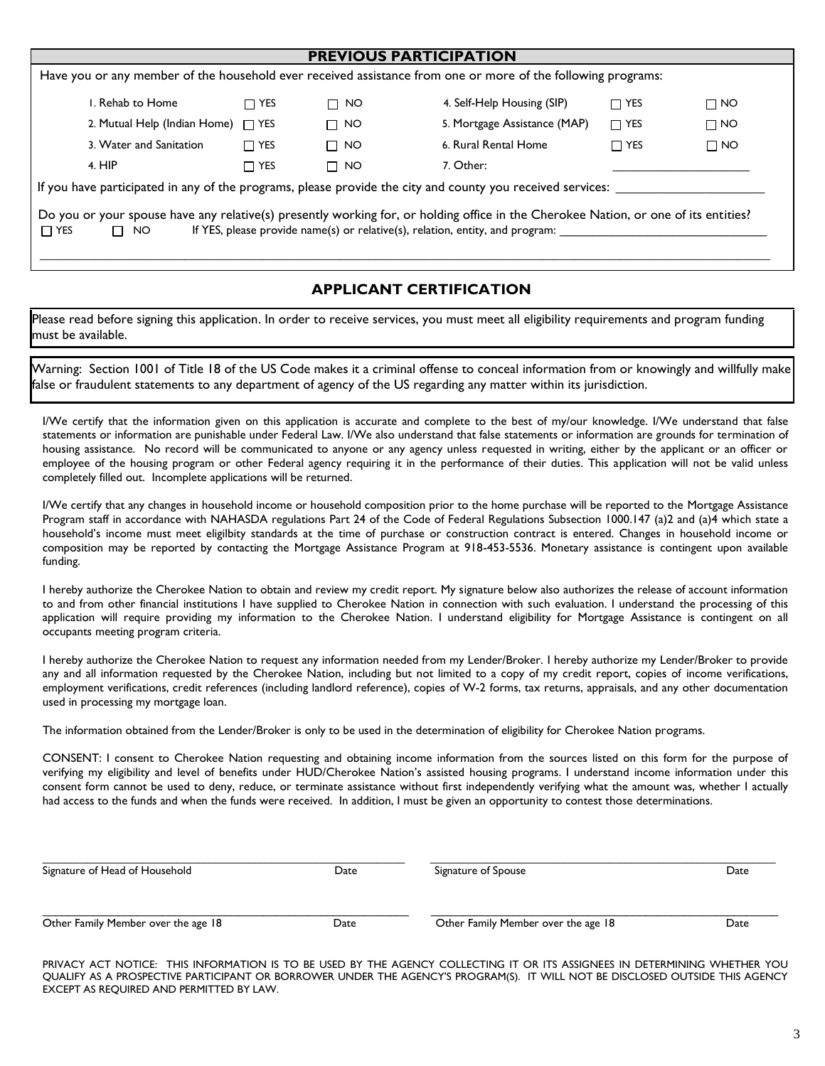## PREVIOUS PARTICIPATION

Have you or any member of the household ever received assistance from one or more of the following programs:

| | | | | | |
|---|---|---|---|---|---|
| 1. Rehab to Home | ☐ YES | ☐ NO | 4. Self-Help Housing (SIP) | ☐ YES | ☐ NO |
| 2. Mutual Help (Indian Home) | ☐ YES | ☐ NO | 5. Mortgage Assistance (MAP) | ☐ YES | ☐ NO |
| 3. Water and Sanitation | ☐ YES | ☐ NO | 6. Rural Rental Home | ☐ YES | ☐ NO |
| 4. HIP | ☐ YES | ☐ NO | 7. Other: | ______________ | |

If you have participated in any of the programs, please provide the city and county you received services: ______________________

Do you or your spouse have any relative(s) presently working for, or holding office in the Cherokee Nation, or one of its entities?
☐ YES ☐ NO If YES, please provide name(s) or relative(s), relation, entity, and program: ________________________________

________________________________________________________________________________________________

## APPLICANT CERTIFICATION

Please read before signing this application. In order to receive services, you must meet all eligibility requirements and program funding must be available.

Warning: Section 1001 of Title 18 of the US Code makes it a criminal offense to conceal information from or knowingly and willfully make false or fraudulent statements to any department of agency of the US regarding any matter within its jurisdiction.

I/We certify that the information given on this application is accurate and complete to the best of my/our knowledge. I/We understand that false statements or information are punishable under Federal Law. I/We also understand that false statements or information are grounds for termination of housing assistance. No record will be communicated to anyone or any agency unless requested in writing, either by the applicant or an officer or employee of the housing program or other Federal agency requiring it in the performance of their duties. This application will not be valid unless completely filled out. Incomplete applications will be returned.

I/We certify that any changes in household income or household composition prior to the home purchase will be reported to the Mortgage Assistance Program staff in accordance with NAHASDA regulations Part 24 of the Code of Federal Regulations Subsection 1000.147 (a)2 and (a)4 which state a household's income must meet eligilbity standards at the time of purchase or construction contract is entered. Changes in household income or composition may be reported by contacting the Mortgage Assistance Program at 918-453-5536. Monetary assistance is contingent upon available funding.

I hereby authorize the Cherokee Nation to obtain and review my credit report. My signature below also authorizes the release of account information to and from other financial institutions I have supplied to Cherokee Nation in connection with such evaluation. I understand the processing of this application will require providing my information to the Cherokee Nation. I understand eligibility for Mortgage Assistance is contingent on all occupants meeting program criteria.

I hereby authorize the Cherokee Nation to request any information needed from my Lender/Broker. I hereby authorize my Lender/Broker to provide any and all information requested by the Cherokee Nation, including but not limited to a copy of my credit report, copies of income verifications, employment verifications, credit references (including landlord reference), copies of W-2 forms, tax returns, appraisals, and any other documentation used in processing my mortgage loan.

The information obtained from the Lender/Broker is only to be used in the determination of eligibility for Cherokee Nation programs.

CONSENT: I consent to Cherokee Nation requesting and obtaining income information from the sources listed on this form for the purpose of verifying my eligibility and level of benefits under HUD/Cherokee Nation's assisted housing programs. I understand income information under this consent form cannot be used to deny, reduce, or terminate assistance without first independently verifying what the amount was, whether I actually had access to the funds and when the funds were received. In addition, I must be given an opportunity to contest those determinations.

| | | | |
|---|---|---|---|
| ______________________________ | ________ | ______________________________ | ________ |
| Signature of Head of Household | Date | Signature of Spouse | Date |
| ______________________________ | ________ | ______________________________ | ________ |
| Other Family Member over the age 18 | Date | Other Family Member over the age 18 | Date |

PRIVACY ACT NOTICE: THIS INFORMATION IS TO BE USED BY THE AGENCY COLLECTING IT OR ITS ASSIGNEES IN DETERMINING WHETHER YOU QUALIFY AS A PROSPECTIVE PARTICIPANT OR BORROWER UNDER THE AGENCY'S PROGRAM(S). IT WILL NOT BE DISCLOSED OUTSIDE THIS AGENCY EXCEPT AS REQUIRED AND PERMITTED BY LAW.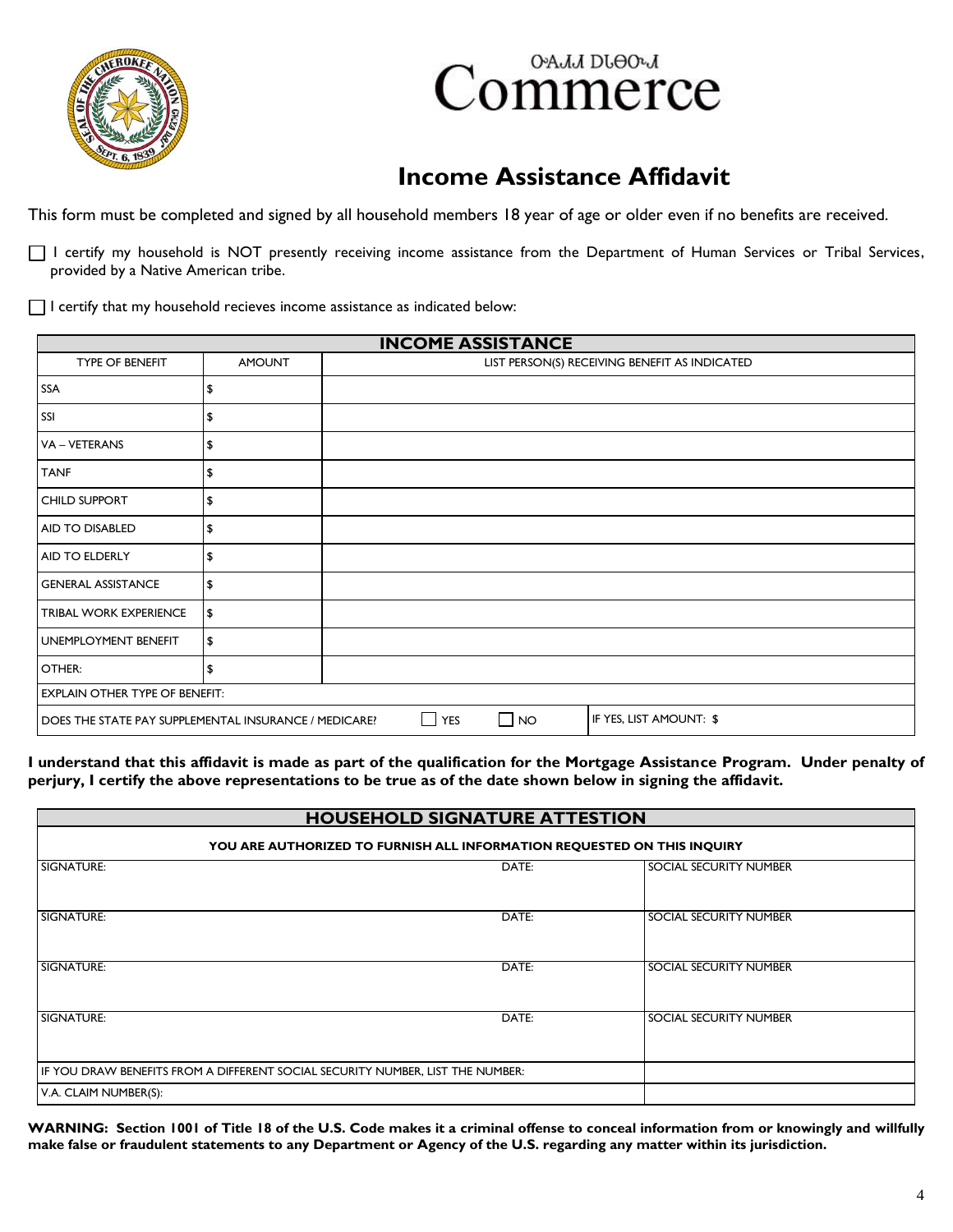ᎤᎾᏓᏡᎬ ᏗᎦᎾᏕᏗ
Commerce

# Income Assistance Affidavit

This form must be completed and signed by all household members 18 year of age or older even if no benefits are received.

☐ I certify my household is NOT presently receiving income assistance from the Department of Human Services or Tribal Services, provided by a Native American tribe.

☐ I certify that my household recieves income assistance as indicated below:

| INCOME ASSISTANCE | | |
|---|---|---|
| TYPE OF BENEFIT | AMOUNT | LIST PERSON(S) RECEIVING BENEFIT AS INDICATED |
| SSA | $ | |
| SSI | $ | |
| VA – VETERANS | $ | |
| TANF | $ | |
| CHILD SUPPORT | $ | |
| AID TO DISABLED | $ | |
| AID TO ELDERLY | $ | |
| GENERAL ASSISTANCE | $ | |
| TRIBAL WORK EXPERIENCE | $ | |
| UNEMPLOYMENT BENEFIT | $ | |
| OTHER: | $ | |
| EXPLAIN OTHER TYPE OF BENEFIT: | | |
| DOES THE STATE PAY SUPPLEMENTAL INSURANCE / MEDICARE? ☐ YES ☐ NO | | IF YES, LIST AMOUNT: $ |

**I understand that this affidavit is made as part of the qualification for the Mortgage Assistance Program. Under penalty of perjury, I certify the above representations to be true as of the date shown below in signing the affidavit.**

| HOUSEHOLD SIGNATURE ATTESTION | | |
|---|---|---|
| YOU ARE AUTHORIZED TO FURNISH ALL INFORMATION REQUESTED ON THIS INQUIRY | | |
| SIGNATURE: | DATE: | SOCIAL SECURITY NUMBER |
| SIGNATURE: | DATE: | SOCIAL SECURITY NUMBER |
| SIGNATURE: | DATE: | SOCIAL SECURITY NUMBER |
| SIGNATURE: | DATE: | SOCIAL SECURITY NUMBER |
| IF YOU DRAW BENEFITS FROM A DIFFERENT SOCIAL SECURITY NUMBER, LIST THE NUMBER: | | |
| V.A. CLAIM NUMBER(S): | | |

**WARNING: Section 1001 of Title 18 of the U.S. Code makes it a criminal offense to conceal information from or knowingly and willfully make false or fraudulent statements to any Department or Agency of the U.S. regarding any matter within its jurisdiction.**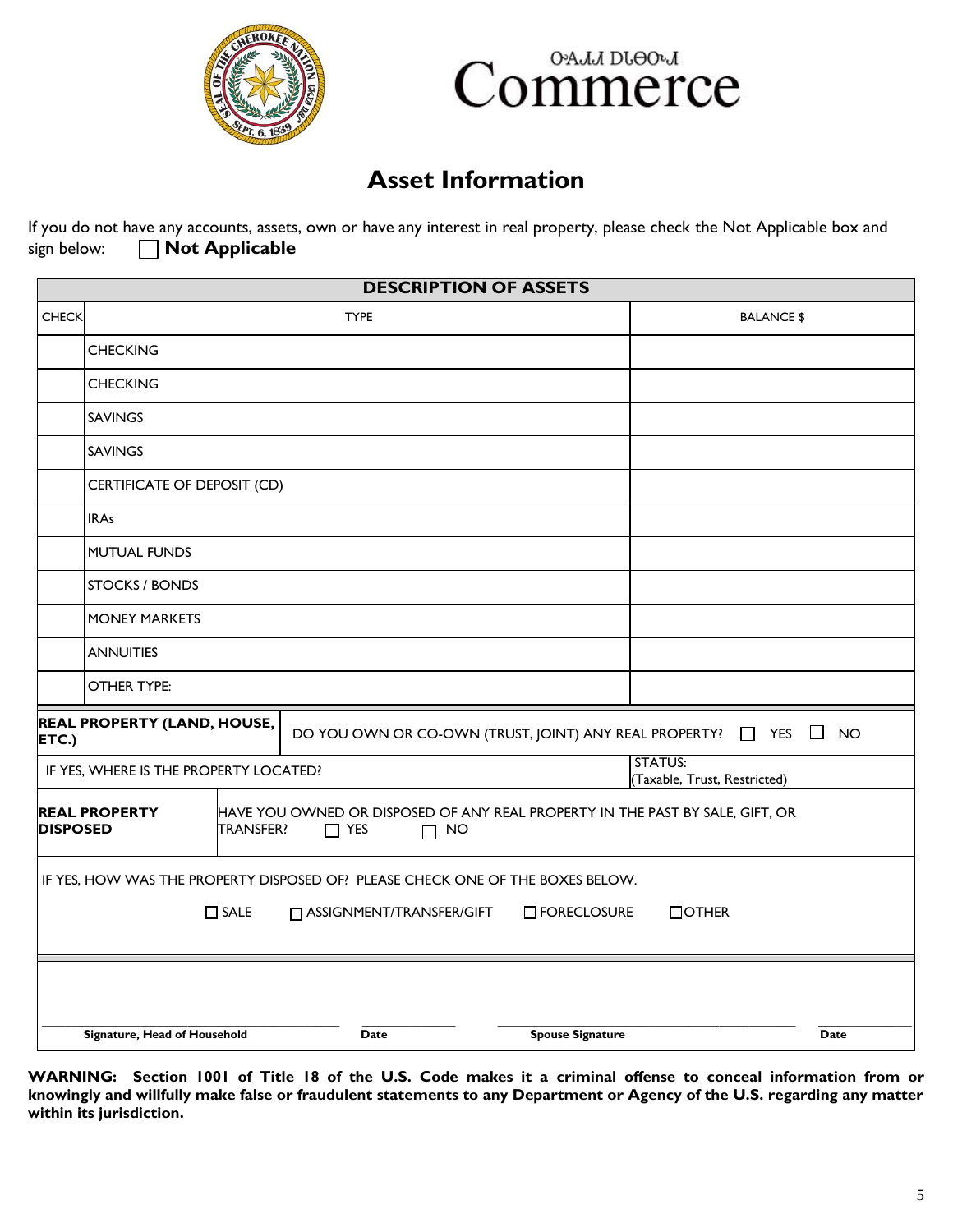ᎤᏂᏗ ᎠᏓᏅᏗ
Commerce

# Asset Information

If you do not have any accounts, assets, own or have any interest in real property, please check the Not Applicable box and sign below: ☐ **Not Applicable**

| **DESCRIPTION OF ASSETS** | | |
|---|---|---|
| CHECK | TYPE | BALANCE $ |
| | CHECKING | |
| | CHECKING | |
| | SAVINGS | |
| | SAVINGS | |
| | CERTIFICATE OF DEPOSIT (CD) | |
| | IRAs | |
| | MUTUAL FUNDS | |
| | STOCKS / BONDS | |
| | MONEY MARKETS | |
| | ANNUITIES | |
| | OTHER TYPE: | |

| | |
|---|---|
| **REAL PROPERTY (LAND, HOUSE, ETC.)** | DO YOU OWN OR CO-OWN (TRUST, JOINT) ANY REAL PROPERTY? ☐ YES ☐ NO |
| IF YES, WHERE IS THE PROPERTY LOCATED? | STATUS: (Taxable, Trust, Restricted) |
| **REAL PROPERTY DISPOSED** | HAVE YOU OWNED OR DISPOSED OF ANY REAL PROPERTY IN THE PAST BY SALE, GIFT, OR TRANSFER? ☐ YES ☐ NO |

IF YES, HOW WAS THE PROPERTY DISPOSED OF? PLEASE CHECK ONE OF THE BOXES BELOW.

☐ SALE ☐ ASSIGNMENT/TRANSFER/GIFT ☐ FORECLOSURE ☐ OTHER

_______________________________ **Signature, Head of Household** _____________ **Date** _______________________________ **Spouse Signature** _____________ **Date**

**WARNING: Section 1001 of Title 18 of the U.S. Code makes it a criminal offense to conceal information from or knowingly and willfully make false or fraudulent statements to any Department or Agency of the U.S. regarding any matter within its jurisdiction.**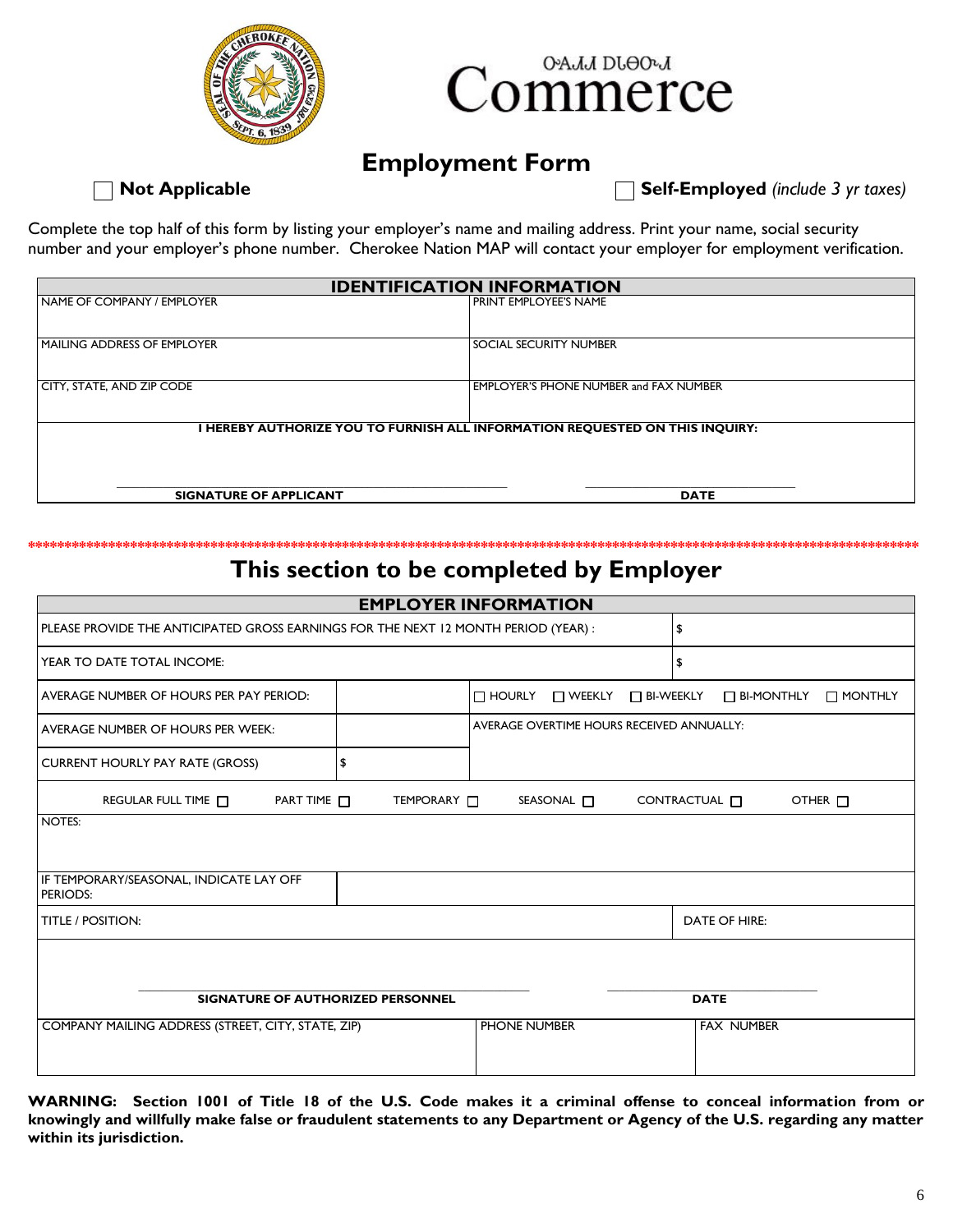ᎠᏓᏗ ᎠᏓᏅᏗ
Commerce

# Employment Form

☐ **Not Applicable** ☐ **Self-Employed** *(include 3 yr taxes)*

Complete the top half of this form by listing your employer's name and mailing address. Print your name, social security number and your employer's phone number. Cherokee Nation MAP will contact your employer for employment verification.

| IDENTIFICATION INFORMATION | |
|---|---|
| NAME OF COMPANY / EMPLOYER | PRINT EMPLOYEE'S NAME |
| MAILING ADDRESS OF EMPLOYER | SOCIAL SECURITY NUMBER |
| CITY, STATE, AND ZIP CODE | EMPLOYER'S PHONE NUMBER and FAX NUMBER |
| **I HEREBY AUTHORIZE YOU TO FURNISH ALL INFORMATION REQUESTED ON THIS INQUIRY:** | |
| \_\_\_\_\_\_\_\_\_\_\_\_\_\_\_\_\_\_\_\_\_\_\_\_\_\_\_\_ **SIGNATURE OF APPLICANT** | \_\_\_\_\_\_\_\_\_\_\_\_\_\_\_\_\_\_\_\_ **DATE** |

\*\*\*\*\*\*\*\*\*\*\*\*\*\*\*\*\*\*\*\*\*\*\*\*\*\*\*\*\*\*\*\*\*\*\*\*\*\*\*\*\*\*\*\*\*\*\*\*\*\*\*\*\*\*\*\*\*\*\*\*\*\*\*\*\*\*\*\*\*\*\*\*\*\*\*\*\*\*\*\*\*\*\*\*

## This section to be completed by Employer

| EMPLOYER INFORMATION | | |
|---|---|---|
| PLEASE PROVIDE THE ANTICIPATED GROSS EARNINGS FOR THE NEXT 12 MONTH PERIOD (YEAR) : | | $ |
| YEAR TO DATE TOTAL INCOME: | | $ |
| AVERAGE NUMBER OF HOURS PER PAY PERIOD: | | ☐ HOURLY ☐ WEEKLY ☐ BI-WEEKLY ☐ BI-MONTHLY ☐ MONTHLY |
| AVERAGE NUMBER OF HOURS PER WEEK: | | AVERAGE OVERTIME HOURS RECEIVED ANNUALLY: |
| CURRENT HOURLY PAY RATE (GROSS) | $ | |
| REGULAR FULL TIME ☐ PART TIME ☐ TEMPORARY ☐ SEASONAL ☐ CONTRACTUAL ☐ OTHER ☐ | | |
| NOTES: | | |
| IF TEMPORARY/SEASONAL, INDICATE LAY OFF PERIODS: | | |
| TITLE / POSITION: | | DATE OF HIRE: |
| \_\_\_\_\_\_\_\_\_\_\_\_\_\_\_\_\_\_\_\_\_\_\_\_\_\_\_\_ **SIGNATURE OF AUTHORIZED PERSONNEL** | | \_\_\_\_\_\_\_\_\_\_\_\_\_\_\_\_\_\_\_\_ **DATE** |
| COMPANY MAILING ADDRESS (STREET, CITY, STATE, ZIP) | PHONE NUMBER | FAX NUMBER |

**WARNING: Section 1001 of Title 18 of the U.S. Code makes it a criminal offense to conceal information from or knowingly and willfully make false or fraudulent statements to any Department or Agency of the U.S. regarding any matter within its jurisdiction.**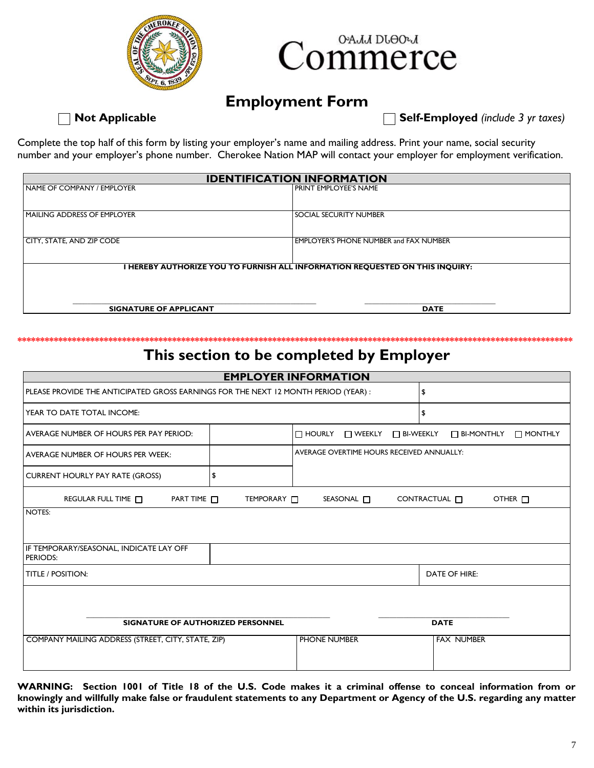ᏅᏃᏗᏗ ᎠᏓᏅᏛᏗ
Commerce

# Employment Form

☐ **Not Applicable** ☐ **Self-Employed** *(include 3 yr taxes)*

Complete the top half of this form by listing your employer's name and mailing address. Print your name, social security number and your employer's phone number. Cherokee Nation MAP will contact your employer for employment verification.

| IDENTIFICATION INFORMATION | |
|---|---|
| NAME OF COMPANY / EMPLOYER | PRINT EMPLOYEE'S NAME |
| MAILING ADDRESS OF EMPLOYER | SOCIAL SECURITY NUMBER |
| CITY, STATE, AND ZIP CODE | EMPLOYER'S PHONE NUMBER and FAX NUMBER |

**I HEREBY AUTHORIZE YOU TO FURNISH ALL INFORMATION REQUESTED ON THIS INQUIRY:**

| \_\_\_\_\_\_\_\_\_\_\_\_\_\_\_\_\_\_\_\_\_\_\_\_\_\_\_\_\_\_\_\_ | \_\_\_\_\_\_\_\_\_\_\_\_\_\_\_\_\_\_\_\_ |
|---|---|
| **SIGNATURE OF APPLICANT** | **DATE** |

*****************************************************************************************************************************

## This section to be completed by Employer

| EMPLOYER INFORMATION | | |
|---|---|---|
| PLEASE PROVIDE THE ANTICIPATED GROSS EARNINGS FOR THE NEXT 12 MONTH PERIOD (YEAR) : | | $ |
| YEAR TO DATE TOTAL INCOME: | | $ |
| AVERAGE NUMBER OF HOURS PER PAY PERIOD: | | ☐ HOURLY ☐ WEEKLY ☐ BI-WEEKLY ☐ BI-MONTHLY ☐ MONTHLY |
| AVERAGE NUMBER OF HOURS PER WEEK: | | AVERAGE OVERTIME HOURS RECEIVED ANNUALLY: |
| CURRENT HOURLY PAY RATE (GROSS) | $ | |

REGULAR FULL TIME ☐ PART TIME ☐ TEMPORARY ☐ SEASONAL ☐ CONTRACTUAL ☐ OTHER ☐

NOTES:

| IF TEMPORARY/SEASONAL, INDICATE LAY OFF PERIODS: | |
|---|---|
| TITLE / POSITION: | DATE OF HIRE: |

| \_\_\_\_\_\_\_\_\_\_\_\_\_\_\_\_\_\_\_\_\_\_\_\_\_\_\_\_\_\_\_\_ | \_\_\_\_\_\_\_\_\_\_\_\_\_\_\_\_\_\_\_\_ |
|---|---|
| **SIGNATURE OF AUTHORIZED PERSONNEL** | **DATE** |

| COMPANY MAILING ADDRESS (STREET, CITY, STATE, ZIP) | PHONE NUMBER | FAX NUMBER |
|---|---|---|
| | | |

**WARNING: Section 1001 of Title 18 of the U.S. Code makes it a criminal offense to conceal information from or knowingly and willfully make false or fraudulent statements to any Department or Agency of the U.S. regarding any matter within its jurisdiction.**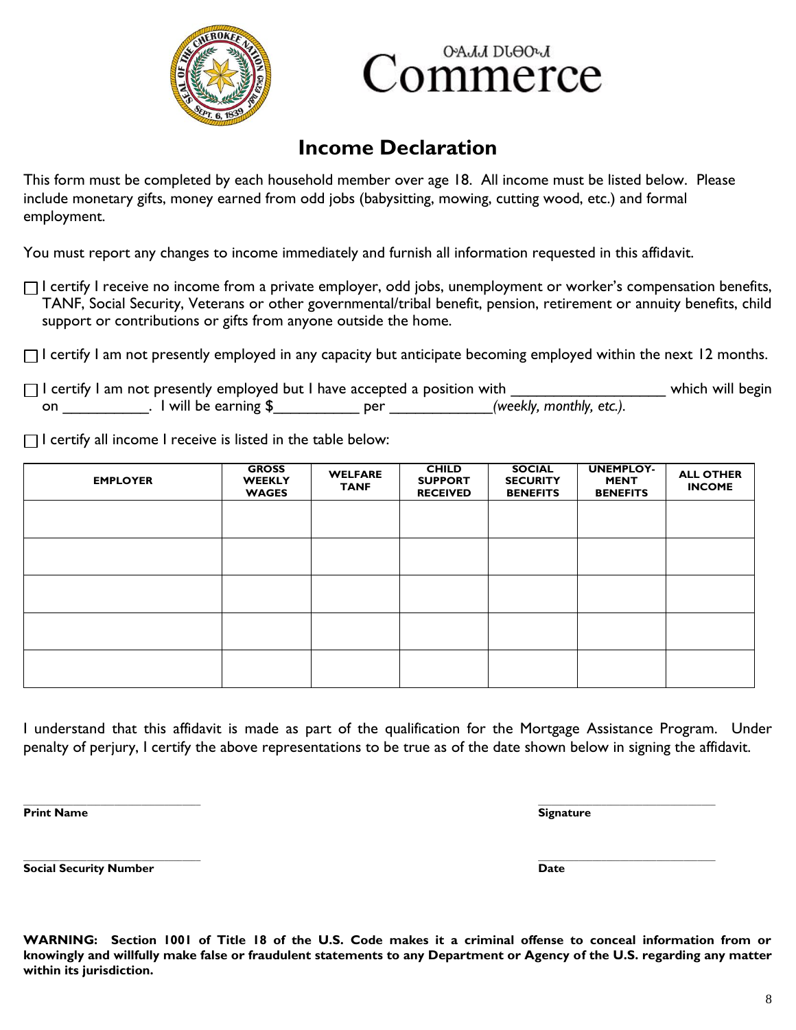ᎤᎾᏓ ᎠᏓᎾᏍᏗ
Commerce

# Income Declaration

This form must be completed by each household member over age 18. All income must be listed below. Please include monetary gifts, money earned from odd jobs (babysitting, mowing, cutting wood, etc.) and formal employment.

You must report any changes to income immediately and furnish all information requested in this affidavit.

☐ I certify I receive no income from a private employer, odd jobs, unemployment or worker's compensation benefits, TANF, Social Security, Veterans or other governmental/tribal benefit, pension, retirement or annuity benefits, child support or contributions or gifts from anyone outside the home.

☐ I certify I am not presently employed in any capacity but anticipate becoming employed within the next 12 months.

☐ I certify I am not presently employed but I have accepted a position with ___________________ which will begin on __________. I will be earning $__________ per ____________*(weekly, monthly, etc.)*.

☐ I certify all income I receive is listed in the table below:

| EMPLOYER | GROSS WEEKLY WAGES | WELFARE TANF | CHILD SUPPORT RECEIVED | SOCIAL SECURITY BENEFITS | UNEMPLOY-MENT BENEFITS | ALL OTHER INCOME |
|---|---|---|---|---|---|---|
| | | | | | | |
| | | | | | | |
| | | | | | | |
| | | | | | | |
| | | | | | | |

I understand that this affidavit is made as part of the qualification for the Mortgage Assistance Program. Under penalty of perjury, I certify the above representations to be true as of the date shown below in signing the affidavit.

_________________________ **Print Name**

_________________________ **Signature**

_________________________ **Social Security Number**

_________________________ **Date**

**WARNING: Section 1001 of Title 18 of the U.S. Code makes it a criminal offense to conceal information from or knowingly and willfully make false or fraudulent statements to any Department or Agency of the U.S. regarding any matter within its jurisdiction.**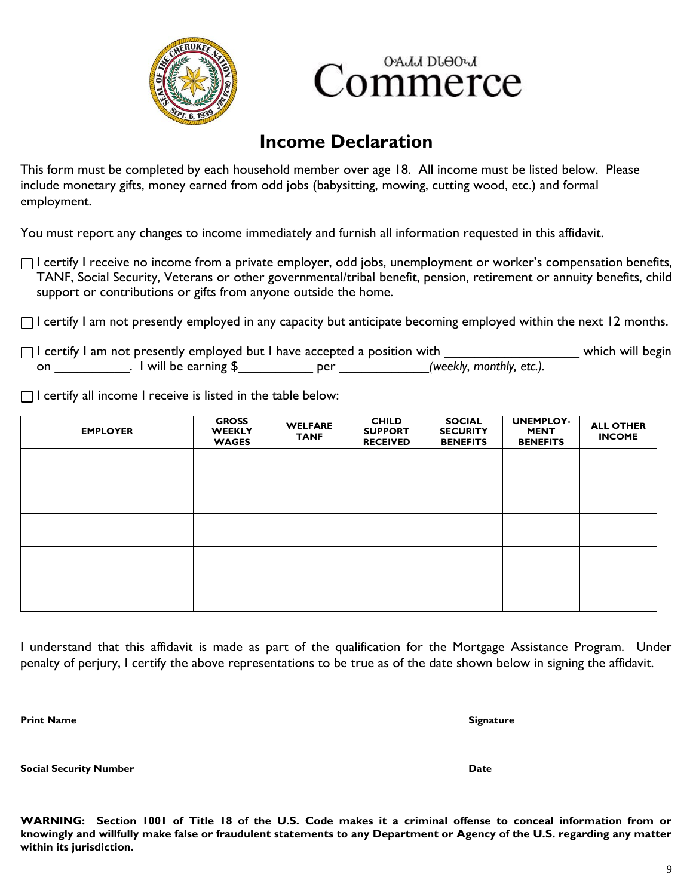ᏅᏗᏗ ᎠᏓᎾᏅᏗ
Commerce

# Income Declaration

This form must be completed by each household member over age 18. All income must be listed below. Please include monetary gifts, money earned from odd jobs (babysitting, mowing, cutting wood, etc.) and formal employment.

You must report any changes to income immediately and furnish all information requested in this affidavit.

☐ I certify I receive no income from a private employer, odd jobs, unemployment or worker's compensation benefits, TANF, Social Security, Veterans or other governmental/tribal benefit, pension, retirement or annuity benefits, child support or contributions or gifts from anyone outside the home.

☐ I certify I am not presently employed in any capacity but anticipate becoming employed within the next 12 months.

☐ I certify I am not presently employed but I have accepted a position with __________________ which will begin on __________. I will be earning $__________ per ____________*(weekly, monthly, etc.).*

☐ I certify all income I receive is listed in the table below:

| EMPLOYER | GROSS WEEKLY WAGES | WELFARE TANF | CHILD SUPPORT RECEIVED | SOCIAL SECURITY BENEFITS | UNEMPLOY-MENT BENEFITS | ALL OTHER INCOME |
|---|---|---|---|---|---|---|
| | | | | | | |
| | | | | | | |
| | | | | | | |
| | | | | | | |
| | | | | | | |

I understand that this affidavit is made as part of the qualification for the Mortgage Assistance Program. Under penalty of perjury, I certify the above representations to be true as of the date shown below in signing the affidavit.

____________________________ ____________________________
**Print Name** **Signature**

____________________________ ____________________________
**Social Security Number** **Date**

**WARNING: Section 1001 of Title 18 of the U.S. Code makes it a criminal offense to conceal information from or knowingly and willfully make false or fraudulent statements to any Department or Agency of the U.S. regarding any matter within its jurisdiction.**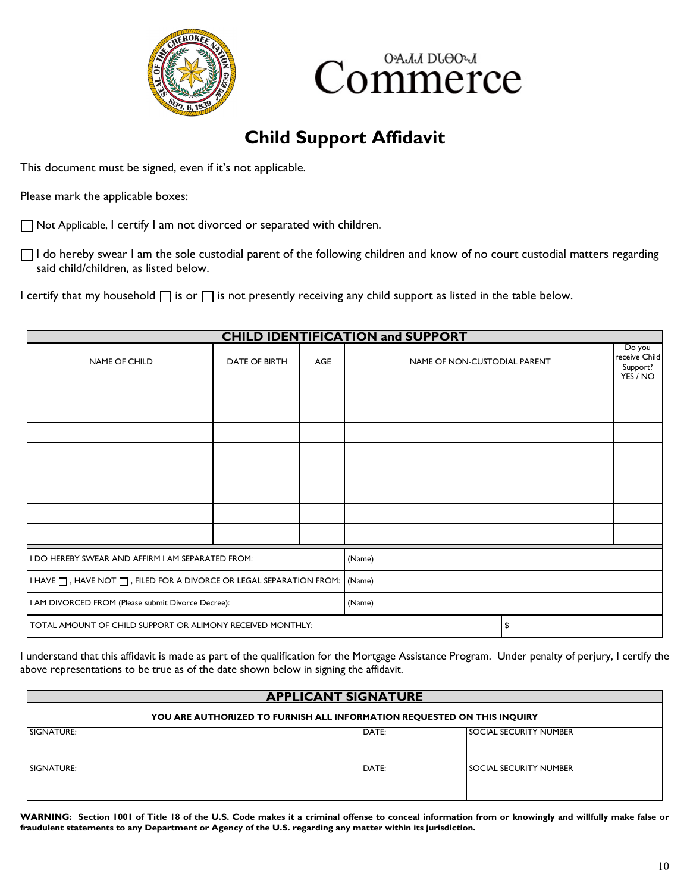# Child Support Affidavit

This document must be signed, even if it's not applicable.

Please mark the applicable boxes:

☐ Not Applicable, I certify I am not divorced or separated with children.

☐ I do hereby swear I am the sole custodial parent of the following children and know of no court custodial matters regarding said child/children, as listed below.

I certify that my household ☐ is or ☐ is not presently receiving any child support as listed in the table below.

| CHILD IDENTIFICATION and SUPPORT | | | | |
|---|---|---|---|---|
| NAME OF CHILD | DATE OF BIRTH | AGE | NAME OF NON-CUSTODIAL PARENT | Do you receive Child Support? YES / NO |
| | | | | |
| | | | | |
| | | | | |
| | | | | |
| | | | | |
| | | | | |
| | | | | |
| | | | | |

| | |
|---|---|
| I DO HEREBY SWEAR AND AFFIRM I AM SEPARATED FROM: | (Name) |
| I HAVE ☐ , HAVE NOT ☐ , FILED FOR A DIVORCE OR LEGAL SEPARATION FROM: | (Name) |
| I AM DIVORCED FROM (Please submit Divorce Decree): | (Name) |
| TOTAL AMOUNT OF CHILD SUPPORT OR ALIMONY RECEIVED MONTHLY: | $ |

I understand that this affidavit is made as part of the qualification for the Mortgage Assistance Program. Under penalty of perjury, I certify the above representations to be true as of the date shown below in signing the affidavit.

| APPLICANT SIGNATURE | | |
|---|---|---|
| YOU ARE AUTHORIZED TO FURNISH ALL INFORMATION REQUESTED ON THIS INQUIRY | | |
| SIGNATURE: | DATE: | SOCIAL SECURITY NUMBER |
| SIGNATURE: | DATE: | SOCIAL SECURITY NUMBER |

**WARNING: Section 1001 of Title 18 of the U.S. Code makes it a criminal offense to conceal information from or knowingly and willfully make false or fraudulent statements to any Department or Agency of the U.S. regarding any matter within its jurisdiction.**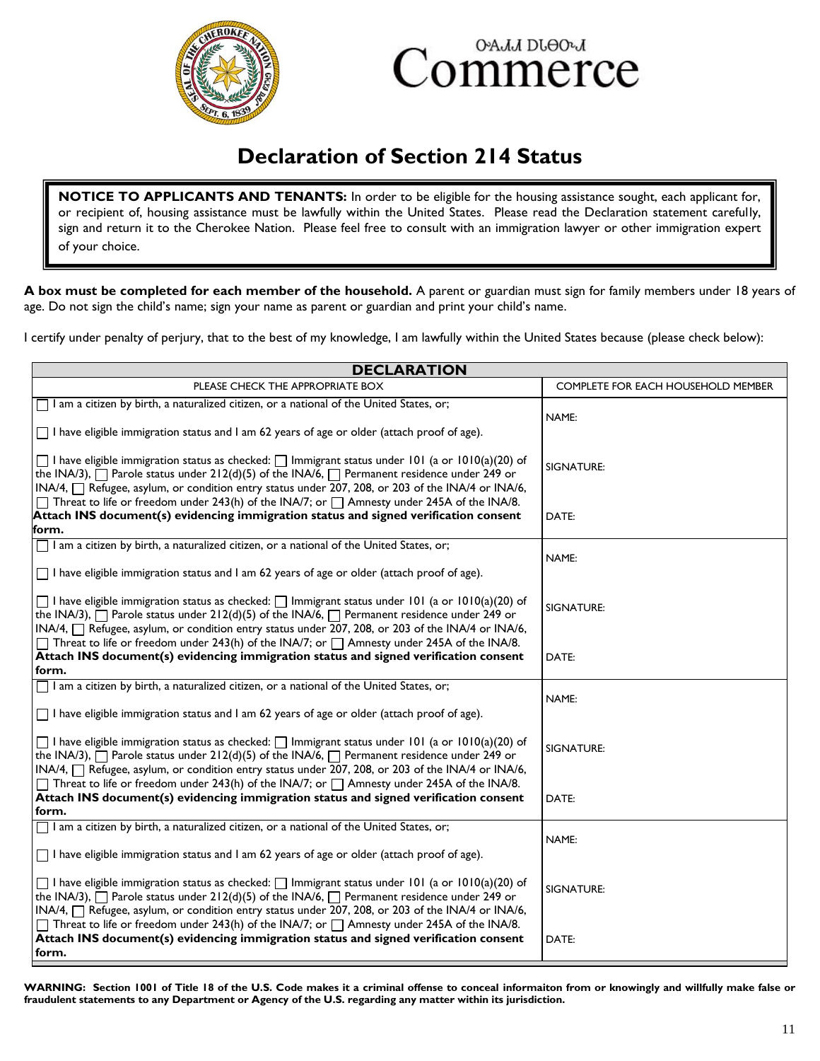ᎣᏍᏗᏗ ᎠᏓᎾᏍᏗ
Commerce

# Declaration of Section 214 Status

**NOTICE TO APPLICANTS AND TENANTS:** In order to be eligible for the housing assistance sought, each applicant for, or recipient of, housing assistance must be lawfully within the United States. Please read the Declaration statement carefully, sign and return it to the Cherokee Nation. Please feel free to consult with an immigration lawyer or other immigration expert of your choice.

**A box must be completed for each member of the household.** A parent or guardian must sign for family members under 18 years of age. Do not sign the child's name; sign your name as parent or guardian and print your child's name.

I certify under penalty of perjury, that to the best of my knowledge, I am lawfully within the United States because (please check below):

| DECLARATION | |
|---|---|
| PLEASE CHECK THE APPROPRIATE BOX | COMPLETE FOR EACH HOUSEHOLD MEMBER |
| ☐ I am a citizen by birth, a naturalized citizen, or a national of the United States, or;<br><br>☐ I have eligible immigration status and I am 62 years of age or older (attach proof of age).<br><br>☐ I have eligible immigration status as checked: ☐ Immigrant status under 101 (a or 1010(a)(20) of the INA/3), ☐ Parole status under 212(d)(5) of the INA/6, ☐ Permanent residence under 249 or INA/4, ☐ Refugee, asylum, or condition entry status under 207, 208, or 203 of the INA/4 or INA/6, ☐ Threat to life or freedom under 243(h) of the INA/7; or ☐ Amnesty under 245A of the INA/8. **Attach INS document(s) evidencing immigration status and signed verification consent form.** | NAME:<br><br>SIGNATURE:<br><br>DATE: |
| ☐ I am a citizen by birth, a naturalized citizen, or a national of the United States, or;<br><br>☐ I have eligible immigration status and I am 62 years of age or older (attach proof of age).<br><br>☐ I have eligible immigration status as checked: ☐ Immigrant status under 101 (a or 1010(a)(20) of the INA/3), ☐ Parole status under 212(d)(5) of the INA/6, ☐ Permanent residence under 249 or INA/4, ☐ Refugee, asylum, or condition entry status under 207, 208, or 203 of the INA/4 or INA/6, ☐ Threat to life or freedom under 243(h) of the INA/7; or ☐ Amnesty under 245A of the INA/8. **Attach INS document(s) evidencing immigration status and signed verification consent form.** | NAME:<br><br>SIGNATURE:<br><br>DATE: |
| ☐ I am a citizen by birth, a naturalized citizen, or a national of the United States, or;<br><br>☐ I have eligible immigration status and I am 62 years of age or older (attach proof of age).<br><br>☐ I have eligible immigration status as checked: ☐ Immigrant status under 101 (a or 1010(a)(20) of the INA/3), ☐ Parole status under 212(d)(5) of the INA/6, ☐ Permanent residence under 249 or INA/4, ☐ Refugee, asylum, or condition entry status under 207, 208, or 203 of the INA/4 or INA/6, ☐ Threat to life or freedom under 243(h) of the INA/7; or ☐ Amnesty under 245A of the INA/8. **Attach INS document(s) evidencing immigration status and signed verification consent form.** | NAME:<br><br>SIGNATURE:<br><br>DATE: |
| ☐ I am a citizen by birth, a naturalized citizen, or a national of the United States, or;<br><br>☐ I have eligible immigration status and I am 62 years of age or older (attach proof of age).<br><br>☐ I have eligible immigration status as checked: ☐ Immigrant status under 101 (a or 1010(a)(20) of the INA/3), ☐ Parole status under 212(d)(5) of the INA/6, ☐ Permanent residence under 249 or INA/4, ☐ Refugee, asylum, or condition entry status under 207, 208, or 203 of the INA/4 or INA/6, ☐ Threat to life or freedom under 243(h) of the INA/7; or ☐ Amnesty under 245A of the INA/8. **Attach INS document(s) evidencing immigration status and signed verification consent form.** | NAME:<br><br>SIGNATURE:<br><br>DATE: |

**WARNING: Section 1001 of Title 18 of the U.S. Code makes it a criminal offense to conceal informaiton from or knowingly and willfully make false or fraudulent statements to any Department or Agency of the U.S. regarding any matter within its jurisdiction.**